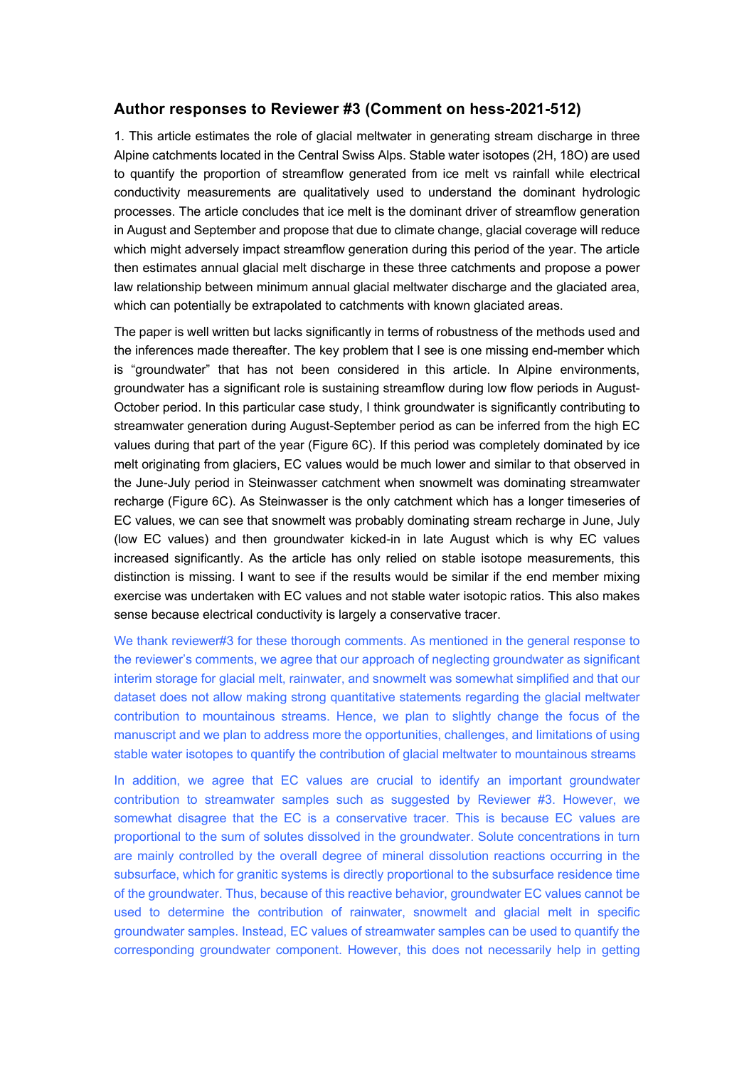## Author responses to Reviewer #3 (Comment on hess-2021-512)

1. This article estimates the role of glacial meltwater in generating stream discharge in three Alpine catchments located in the Central Swiss Alps. Stable water isotopes (2H, 18O) are used to quantify the proportion of streamflow generated from ice melt vs rainfall while electrical conductivity measurements are qualitatively used to understand the dominant hydrologic processes. The article concludes that ice melt is the dominant driver of streamflow generation in August and September and propose that due to climate change, glacial coverage will reduce which might adversely impact streamflow generation during this period of the year. The article then estimates annual glacial melt discharge in these three catchments and propose a power law relationship between minimum annual glacial meltwater discharge and the glaciated area, which can potentially be extrapolated to catchments with known glaciated areas.

The paper is well written but lacks significantly in terms of robustness of the methods used and the inferences made thereafter. The key problem that I see is one missing end-member which is "groundwater" that has not been considered in this article. In Alpine environments, groundwater has a significant role is sustaining streamflow during low flow periods in August-October period. In this particular case study, I think groundwater is significantly contributing to streamwater generation during August-September period as can be inferred from the high EC values during that part of the year (Figure 6C). If this period was completely dominated by ice melt originating from glaciers, EC values would be much lower and similar to that observed in the June-July period in Steinwasser catchment when snowmelt was dominating streamwater recharge (Figure 6C). As Steinwasser is the only catchment which has a longer timeseries of EC values, we can see that snowmelt was probably dominating stream recharge in June, July (low EC values) and then groundwater kicked-in in late August which is why EC values increased significantly. As the article has only relied on stable isotope measurements, this distinction is missing. I want to see if the results would be similar if the end member mixing exercise was undertaken with EC values and not stable water isotopic ratios. This also makes sense because electrical conductivity is largely a conservative tracer.

We thank reviewer#3 for these thorough comments. As mentioned in the general response to the reviewer's comments, we agree that our approach of neglecting groundwater as significant interim storage for glacial melt, rainwater, and snowmelt was somewhat simplified and that our dataset does not allow making strong quantitative statements regarding the glacial meltwater contribution to mountainous streams. Hence, we plan to slightly change the focus of the manuscript and we plan to address more the opportunities, challenges, and limitations of using stable water isotopes to quantify the contribution of glacial meltwater to mountainous streams

In addition, we agree that EC values are crucial to identify an important groundwater contribution to streamwater samples such as suggested by Reviewer #3. However, we somewhat disagree that the EC is a conservative tracer. This is because EC values are proportional to the sum of solutes dissolved in the groundwater. Solute concentrations in turn are mainly controlled by the overall degree of mineral dissolution reactions occurring in the subsurface, which for granitic systems is directly proportional to the subsurface residence time of the groundwater. Thus, because of this reactive behavior, groundwater EC values cannot be used to determine the contribution of rainwater, snowmelt and glacial melt in specific groundwater samples. Instead, EC values of streamwater samples can be used to quantify the corresponding groundwater component. However, this does not necessarily help in getting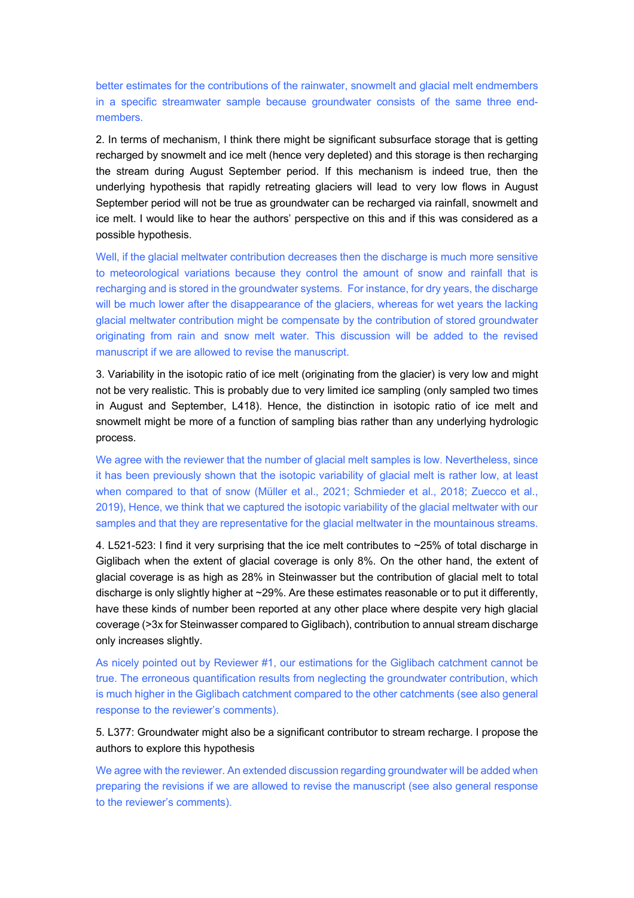better estimates for the contributions of the rainwater, snowmelt and glacial melt endmembers in a specific streamwater sample because groundwater consists of the same three end-members.

2. In terms of mechanism, I think there might be significant subsurface storage that is getting recharged by snowmelt and ice melt (hence very depleted) and this storage is then recharging the stream during August September period. If this mechanism is indeed true, then the underlying hypothesis that rapidly retreating glaciers will lead to very low flows in August September period will not be true as groundwater can be recharged via rainfall, snowmelt and ice melt. I would like to hear the authors' perspective on this and if this was considered as a possible hypothesis.

Well, if the glacial meltwater contribution decreases then the discharge is much more sensitive to meteorological variations because they control the amount of snow and rainfall that is recharging and is stored in the groundwater systems. For instance, for dry years, the discharge will be much lower after the disappearance of the glaciers, whereas for wet years the lacking glacial meltwater contribution might be compensate by the contribution of stored groundwater originating from rain and snow melt water. This discussion will be added to the revised manuscript if we are allowed to revise the manuscript.

3. Variability in the isotopic ratio of ice melt (originating from the glacier) is very low and might not be very realistic. This is probably due to very limited ice sampling (only sampled two times in August and September, L418). Hence, the distinction in isotopic ratio of ice melt and snowmelt might be more of a function of sampling bias rather than any underlying hydrologic process.

We agree with the reviewer that the number of glacial melt samples is low. Nevertheless, since it has been previously shown that the isotopic variability of glacial melt is rather low, at least when compared to that of snow (Müller et al., 2021; Schmieder et al., 2018; Zuecco et al., 2019), Hence, we think that we captured the isotopic variability of the glacial meltwater with our samples and that they are representative for the glacial meltwater in the mountainous streams.

4. L521-523: I find it very surprising that the ice melt contributes to ~25% of total discharge in Giglibach when the extent of glacial coverage is only 8%. On the other hand, the extent of glacial coverage is as high as 28% in Steinwasser but the contribution of glacial melt to total discharge is only slightly higher at ~29%. Are these estimates reasonable or to put it differently, have these kinds of number been reported at any other place where despite very high glacial coverage (>3x for Steinwasser compared to Giglibach), contribution to annual stream discharge only increases slightly.

As nicely pointed out by Reviewer #1, our estimations for the Giglibach catchment cannot be true. The erroneous quantification results from neglecting the groundwater contribution, which is much higher in the Giglibach catchment compared to the other catchments (see also general response to the reviewer's comments).

5. L377: Groundwater might also be a significant contributor to stream recharge. I propose the authors to explore this hypothesis

We agree with the reviewer. An extended discussion regarding groundwater will be added when preparing the revisions if we are allowed to revise the manuscript (see also general response to the reviewer's comments).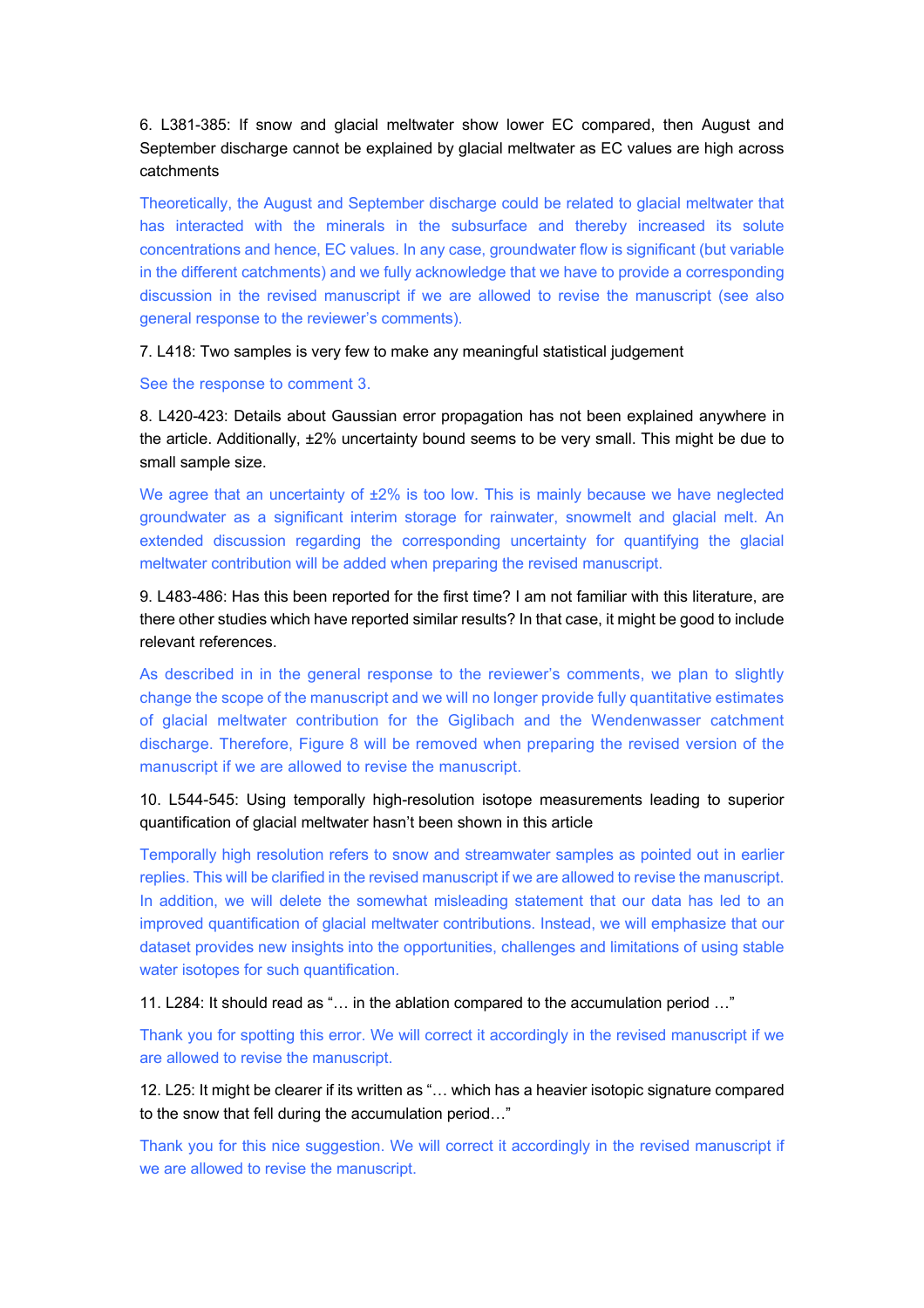6. L381-385: If snow and glacial meltwater show lower EC compared, then August and September discharge cannot be explained by glacial meltwater as EC values are high across catchments

Theoretically, the August and September discharge could be related to glacial meltwater that has interacted with the minerals in the subsurface and thereby increased its solute concentrations and hence, EC values. In any case, groundwater flow is significant (but variable in the different catchments) and we fully acknowledge that we have to provide a corresponding discussion in the revised manuscript if we are allowed to revise the manuscript (see also general response to the reviewer's comments).

7. L418: Two samples is very few to make any meaningful statistical judgement

See the response to comment 3.

8. L420-423: Details about Gaussian error propagation has not been explained anywhere in the article. Additionally, ±2% uncertainty bound seems to be very small. This might be due to small sample size.

We agree that an uncertainty of ±2% is too low. This is mainly because we have neglected groundwater as a significant interim storage for rainwater, snowmelt and glacial melt. An extended discussion regarding the corresponding uncertainty for quantifying the glacial meltwater contribution will be added when preparing the revised manuscript.

9. L483-486: Has this been reported for the first time? I am not familiar with this literature, are there other studies which have reported similar results? In that case, it might be good to include relevant references.

As described in in the general response to the reviewer's comments, we plan to slightly change the scope of the manuscript and we will no longer provide fully quantitative estimates of glacial meltwater contribution for the Giglibach and the Wendenwasser catchment discharge. Therefore, Figure 8 will be removed when preparing the revised version of the manuscript if we are allowed to revise the manuscript.

10. L544-545: Using temporally high-resolution isotope measurements leading to superior quantification of glacial meltwater hasn't been shown in this article

Temporally high resolution refers to snow and streamwater samples as pointed out in earlier replies. This will be clarified in the revised manuscript if we are allowed to revise the manuscript. In addition, we will delete the somewhat misleading statement that our data has led to an improved quantification of glacial meltwater contributions. Instead, we will emphasize that our dataset provides new insights into the opportunities, challenges and limitations of using stable water isotopes for such quantification.

11. L284: It should read as "… in the ablation compared to the accumulation period …"

Thank you for spotting this error. We will correct it accordingly in the revised manuscript if we are allowed to revise the manuscript.

12. L25: It might be clearer if its written as "… which has a heavier isotopic signature compared to the snow that fell during the accumulation period…"

Thank you for this nice suggestion. We will correct it accordingly in the revised manuscript if we are allowed to revise the manuscript.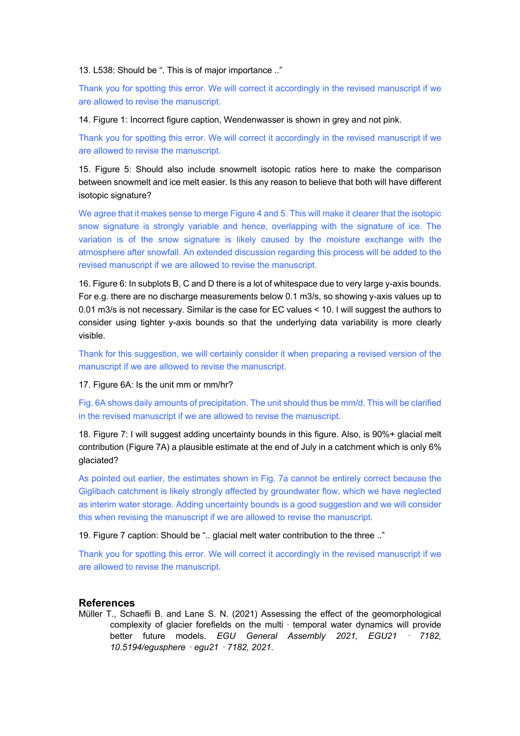13. L538: Should be ". This is of major importance .."

Thank you for spotting this error. We will correct it accordingly in the revised manuscript if we are allowed to revise the manuscript.

14. Figure 1: Incorrect figure caption, Wendenwasser is shown in grey and not pink.

Thank you for spotting this error. We will correct it accordingly in the revised manuscript if we are allowed to revise the manuscript.

15. Figure 5: Should also include snowmelt isotopic ratios here to make the comparison between snowmelt and ice melt easier. Is this any reason to believe that both will have different isotopic signature?

We agree that it makes sense to merge Figure 4 and 5. This will make it clearer that the isotopic snow signature is strongly variable and hence, overlapping with the signature of ice. The variation is of the snow signature is likely caused by the moisture exchange with the atmosphere after snowfall. An extended discussion regarding this process will be added to the revised manuscript if we are allowed to revise the manuscript.

16. Figure 6: In subplots B, C and D there is a lot of whitespace due to very large y-axis bounds. For e.g. there are no discharge measurements below 0.1 m3/s, so showing y-axis values up to 0.01 m3/s is not necessary. Similar is the case for EC values < 10. I will suggest the authors to consider using tighter y-axis bounds so that the underlying data variability is more clearly visible.

Thank for this suggestion, we will certainly consider it when preparing a revised version of the manuscript if we are allowed to revise the manuscript.

17. Figure 6A: Is the unit mm or mm/hr?

Fig. 6A shows daily amounts of precipitation. The unit should thus be mm/d. This will be clarified in the revised manuscript if we are allowed to revise the manuscript.

18. Figure 7: I will suggest adding uncertainty bounds in this figure. Also, is 90%+ glacial melt contribution (Figure 7A) a plausible estimate at the end of July in a catchment which is only 6% glaciated?

As pointed out earlier, the estimates shown in Fig. 7a cannot be entirely correct because the Giglibach catchment is likely strongly affected by groundwater flow, which we have neglected as interim water storage. Adding uncertainty bounds is a good suggestion and we will consider this when revising the manuscript if we are allowed to revise the manuscript.

19. Figure 7 caption: Should be ".. glacial melt water contribution to the three .."

Thank you for spotting this error. We will correct it accordingly in the revised manuscript if we are allowed to revise the manuscript.

## References

Müller T., Schaefli B. and Lane S. N. (2021) Assessing the effect of the geomorphological complexity of glacier forefields on the multi‐temporal water dynamics will provide better future models. *EGU General Assembly 2021, EGU21‐7182, 10.5194/egusphere‐egu21‐7182, 2021*.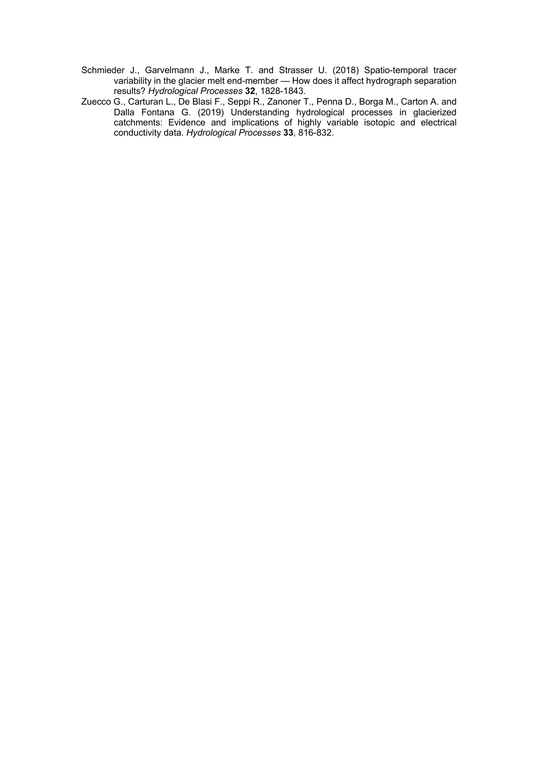Schmieder J., Garvelmann J., Marke T. and Strasser U. (2018) Spatio-temporal tracer variability in the glacier melt end-member — How does it affect hydrograph separation results? *Hydrological Processes* **32**, 1828-1843.

Zuecco G., Carturan L., De Blasi F., Seppi R., Zanoner T., Penna D., Borga M., Carton A. and Dalla Fontana G. (2019) Understanding hydrological processes in glacierized catchments: Evidence and implications of highly variable isotopic and electrical conductivity data. *Hydrological Processes* **33**, 816-832.